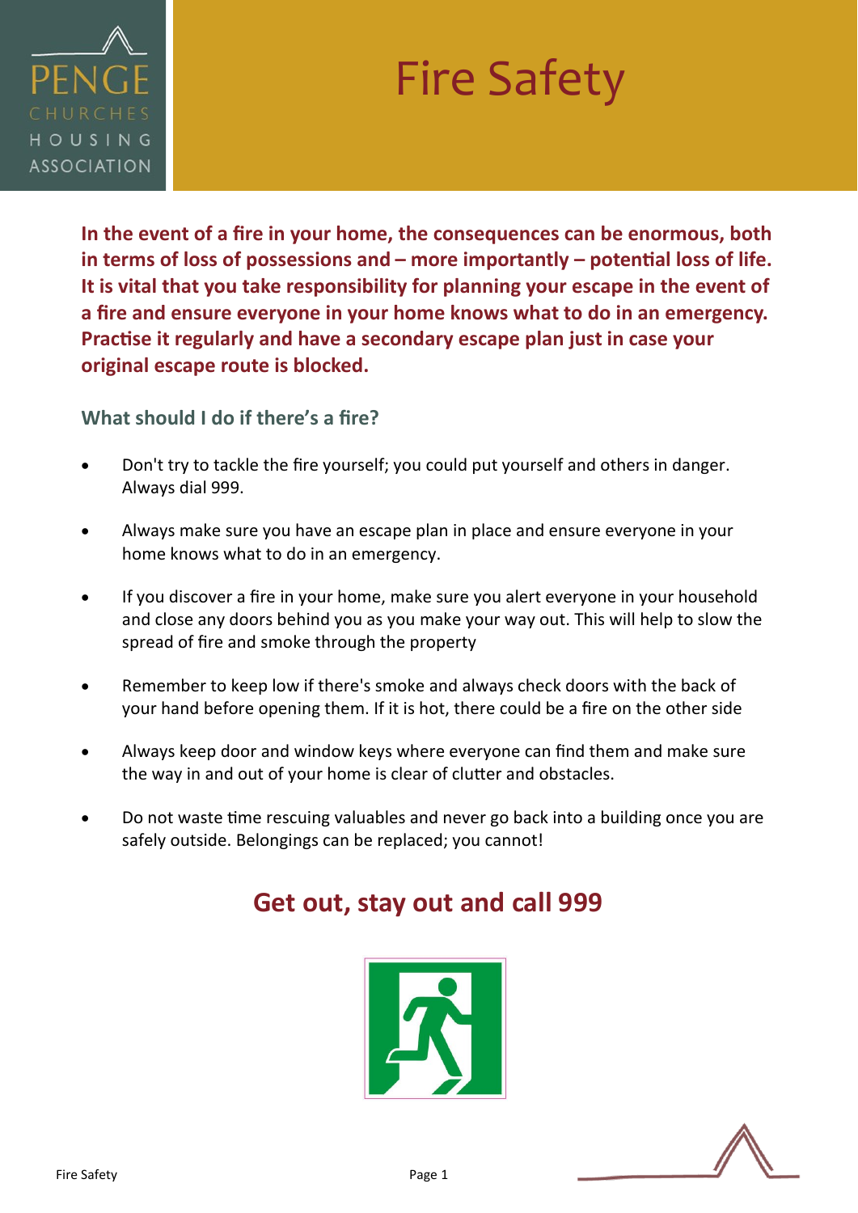PENGE CHURCHES HOUSING ASSOCIATION

# Fire Safety

**In the event of a fire in your home, the consequences can be enormous, both in terms of loss of possessions and – more importantly – potential loss of life. It is vital that you take responsibility for planning your escape in the event of a fire and ensure everyone in your home knows what to do in an emergency. Practise it regularly and have a secondary escape plan just in case your original escape route is blocked.**

## What should I do if there's a fire?

- Don't try to tackle the fire yourself; you could put yourself and others in danger. Always dial 999.
- Always make sure you have an escape plan in place and ensure everyone in your home knows what to do in an emergency.
- If you discover a fire in your home, make sure you alert everyone in your household and close any doors behind you as you make your way out. This will help to slow the spread of fire and smoke through the property
- Remember to keep low if there's smoke and always check doors with the back of your hand before opening them. If it is hot, there could be a fire on the other side
- Always keep door and window keys where everyone can find them and make sure the way in and out of your home is clear of clutter and obstacles.
- Do not waste time rescuing valuables and never go back into a building once you are safely outside. Belongings can be replaced; you cannot!

## Get out, stay out and call 999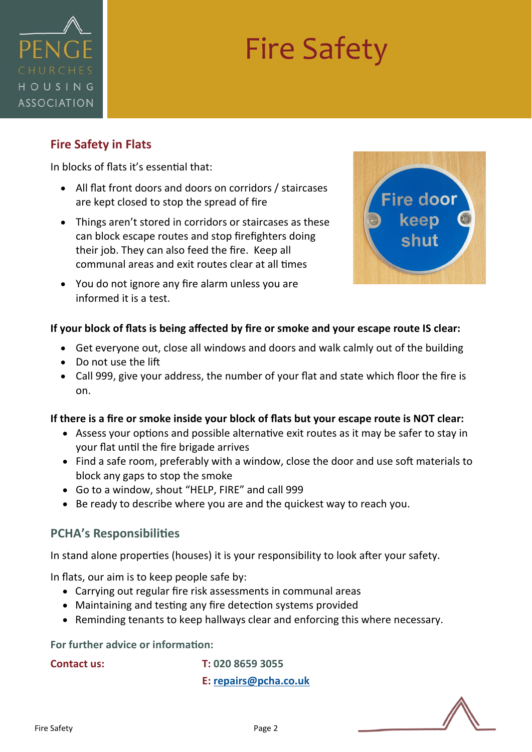# Fire Safety

## Fire Safety in Flats

In blocks of flats it's essential that:

- All flat front doors and doors on corridors / staircases are kept closed to stop the spread of fire
- Things aren't stored in corridors or staircases as these can block escape routes and stop firefighters doing their job. They can also feed the fire. Keep all communal areas and exit routes clear at all times
- You do not ignore any fire alarm unless you are informed it is a test.

**If your block of flats is being affected by fire or smoke and your escape route IS clear:**

- Get everyone out, close all windows and doors and walk calmly out of the building
- Do not use the lift
- Call 999, give your address, the number of your flat and state which floor the fire is on.

**If there is a fire or smoke inside your block of flats but your escape route is NOT clear:**

- Assess your options and possible alternative exit routes as it may be safer to stay in your flat until the fire brigade arrives
- Find a safe room, preferably with a window, close the door and use soft materials to block any gaps to stop the smoke
- Go to a window, shout "HELP, FIRE" and call 999
- Be ready to describe where you are and the quickest way to reach you.

## PCHA's Responsibilities

In stand alone properties (houses) it is your responsibility to look after your safety.

In flats, our aim is to keep people safe by:

- Carrying out regular fire risk assessments in communal areas
- Maintaining and testing any fire detection systems provided
- Reminding tenants to keep hallways clear and enforcing this where necessary.

**For further advice or information:**

**Contact us:** **T: 020 8659 3055**

**E: repairs@pcha.co.uk**